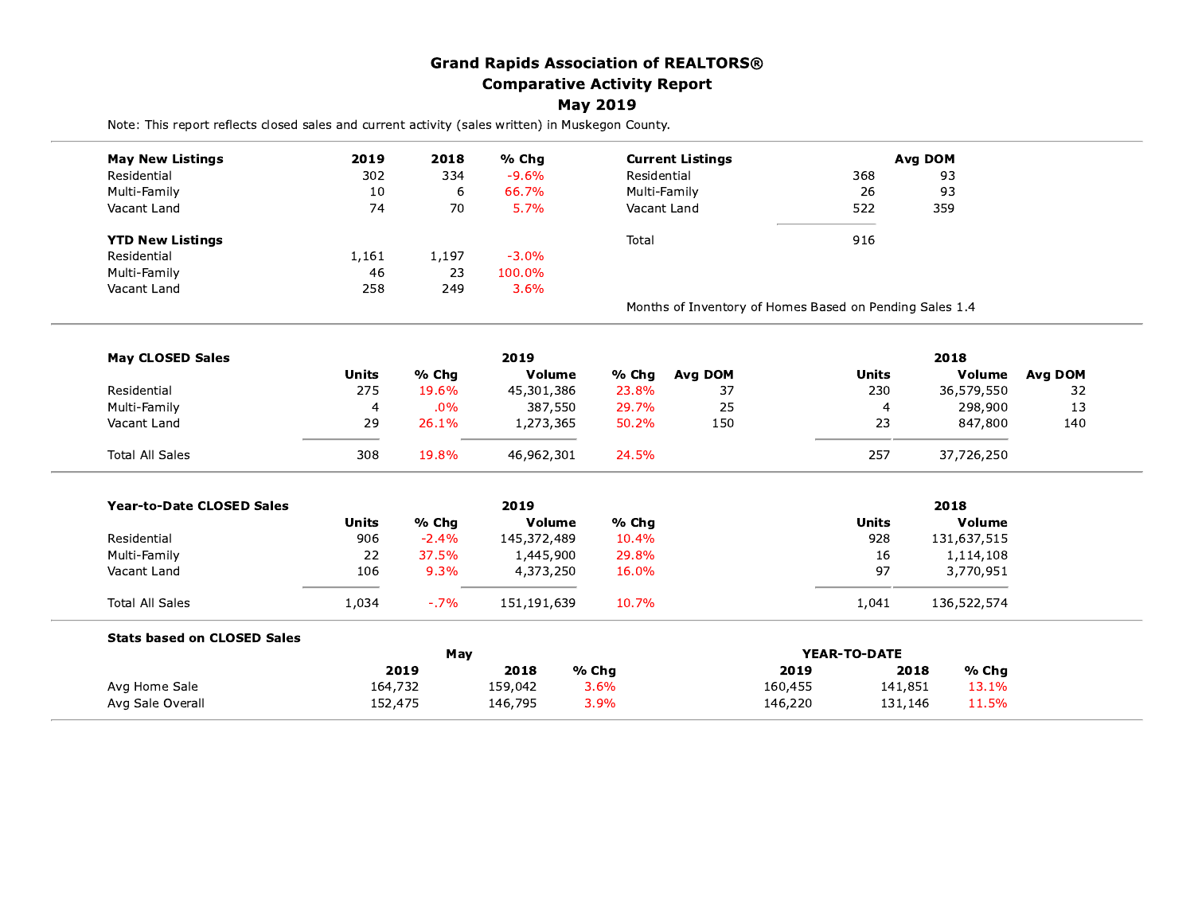# Grand Rapids Association of REALTORS®
## Comparative Activity Report
## May 2019

Note: This report reflects closed sales and current activity (sales written) in Muskegon County.

| May New Listings | 2019 | 2018 | % Chg |
|---|---|---|---|
| Residential | 302 | 334 | -9.6% |
| Multi-Family | 10 | 6 | 66.7% |
| Vacant Land | 74 | 70 | 5.7% |

| YTD New Listings | 2019 | 2018 | % Chg |
|---|---|---|---|
| Residential | 1,161 | 1,197 | -3.0% |
| Multi-Family | 46 | 23 | 100.0% |
| Vacant Land | 258 | 249 | 3.6% |

| Current Listings | | Avg DOM |
|---|---|---|
| Residential | 368 | 93 |
| Multi-Family | 26 | 93 |
| Vacant Land | 522 | 359 |
| Total | 916 | |

Months of Inventory of Homes Based on Pending Sales 1.4

| May CLOSED Sales | 2019 | | | | | 2018 | | |
|---|---|---|---|---|---|---|---|---|
| | Units | % Chg | Volume | % Chg | Avg DOM | Units | Volume | Avg DOM |
| Residential | 275 | 19.6% | 45,301,386 | 23.8% | 37 | 230 | 36,579,550 | 32 |
| Multi-Family | 4 | .0% | 387,550 | 29.7% | 25 | 4 | 298,900 | 13 |
| Vacant Land | 29 | 26.1% | 1,273,365 | 50.2% | 150 | 23 | 847,800 | 140 |
| Total All Sales | 308 | 19.8% | 46,962,301 | 24.5% | | 257 | 37,726,250 | |

| Year-to-Date CLOSED Sales | 2019 | | | | 2018 | |
|---|---|---|---|---|---|---|
| | Units | % Chg | Volume | % Chg | Units | Volume |
| Residential | 906 | -2.4% | 145,372,489 | 10.4% | 928 | 131,637,515 |
| Multi-Family | 22 | 37.5% | 1,445,900 | 29.8% | 16 | 1,114,108 |
| Vacant Land | 106 | 9.3% | 4,373,250 | 16.0% | 97 | 3,770,951 |
| Total All Sales | 1,034 | -.7% | 151,191,639 | 10.7% | 1,041 | 136,522,574 |

| Stats based on CLOSED Sales | May | | | YEAR-TO-DATE | | |
|---|---|---|---|---|---|---|
| | 2019 | 2018 | % Chg | 2019 | 2018 | % Chg |
| Avg Home Sale | 164,732 | 159,042 | 3.6% | 160,455 | 141,851 | 13.1% |
| Avg Sale Overall | 152,475 | 146,795 | 3.9% | 146,220 | 131,146 | 11.5% |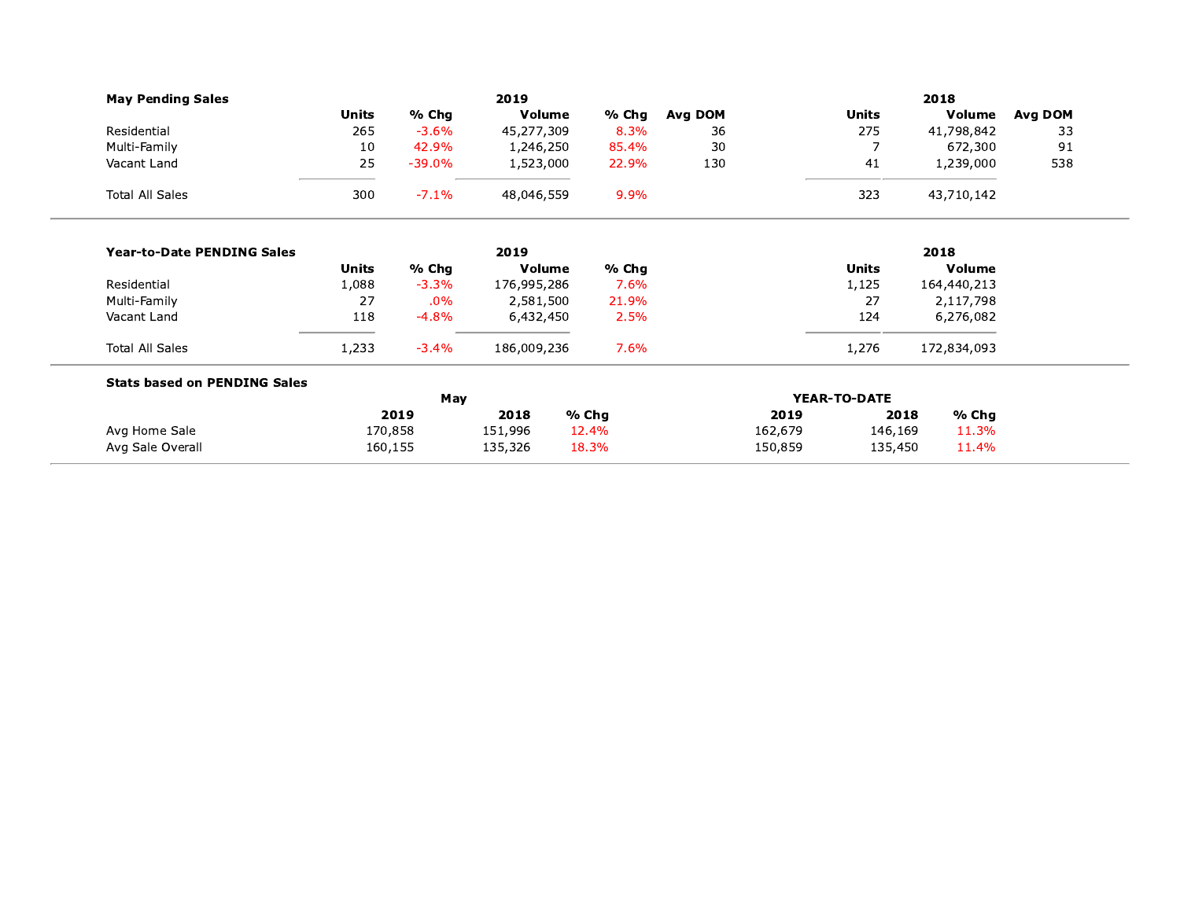**May Pending Sales**

| | 2019 | | | | | 2018 | | |
|---|---|---|---|---|---|---|---|---|
| | Units | % Chg | Volume | % Chg | Avg DOM | Units | Volume | Avg DOM |
| Residential | 265 | -3.6% | 45,277,309 | 8.3% | 36 | 275 | 41,798,842 | 33 |
| Multi-Family | 10 | 42.9% | 1,246,250 | 85.4% | 30 | 7 | 672,300 | 91 |
| Vacant Land | 25 | -39.0% | 1,523,000 | 22.9% | 130 | 41 | 1,239,000 | 538 |
| Total All Sales | 300 | -7.1% | 48,046,559 | 9.9% | | 323 | 43,710,142 | |

**Year-to-Date PENDING Sales**

| | 2019 | | | | 2018 | |
|---|---|---|---|---|---|---|
| | Units | % Chg | Volume | % Chg | Units | Volume |
| Residential | 1,088 | -3.3% | 176,995,286 | 7.6% | 1,125 | 164,440,213 |
| Multi-Family | 27 | .0% | 2,581,500 | 21.9% | 27 | 2,117,798 |
| Vacant Land | 118 | -4.8% | 6,432,450 | 2.5% | 124 | 6,276,082 |
| Total All Sales | 1,233 | -3.4% | 186,009,236 | 7.6% | 1,276 | 172,834,093 |

**Stats based on PENDING Sales**

| | May | | | YEAR-TO-DATE | | |
|---|---|---|---|---|---|---|
| | 2019 | 2018 | % Chg | 2019 | 2018 | % Chg |
| Avg Home Sale | 170,858 | 151,996 | 12.4% | 162,679 | 146,169 | 11.3% |
| Avg Sale Overall | 160,155 | 135,326 | 18.3% | 150,859 | 135,450 | 11.4% |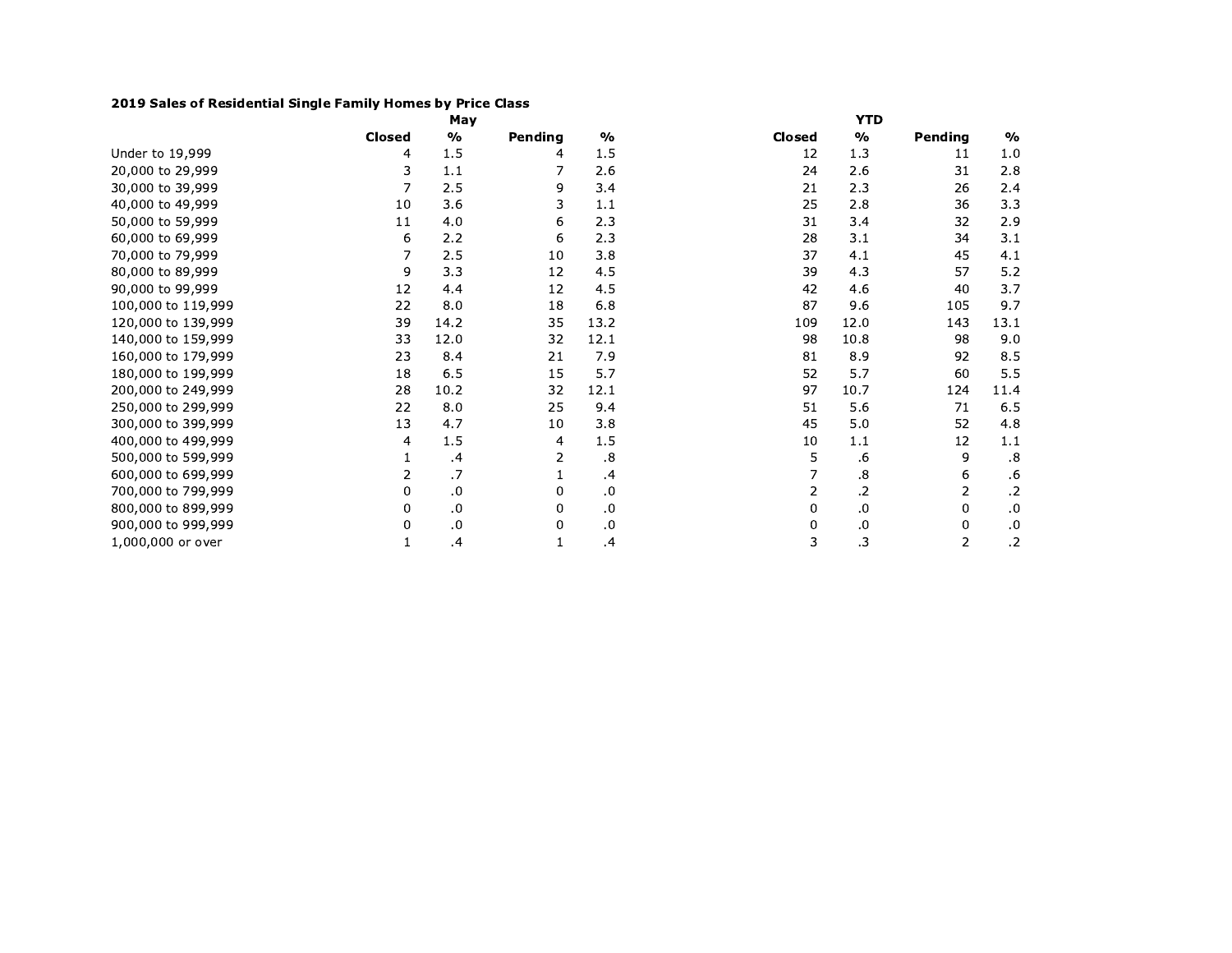**2019 Sales of Residential Single Family Homes by Price Class**

| | May | | | | YTD | | | |
|---|---|---|---|---|---|---|---|---|
| | Closed | % | Pending | % | Closed | % | Pending | % |
| Under to 19,999 | 4 | 1.5 | 4 | 1.5 | 12 | 1.3 | 11 | 1.0 |
| 20,000 to 29,999 | 3 | 1.1 | 7 | 2.6 | 24 | 2.6 | 31 | 2.8 |
| 30,000 to 39,999 | 7 | 2.5 | 9 | 3.4 | 21 | 2.3 | 26 | 2.4 |
| 40,000 to 49,999 | 10 | 3.6 | 3 | 1.1 | 25 | 2.8 | 36 | 3.3 |
| 50,000 to 59,999 | 11 | 4.0 | 6 | 2.3 | 31 | 3.4 | 32 | 2.9 |
| 60,000 to 69,999 | 6 | 2.2 | 6 | 2.3 | 28 | 3.1 | 34 | 3.1 |
| 70,000 to 79,999 | 7 | 2.5 | 10 | 3.8 | 37 | 4.1 | 45 | 4.1 |
| 80,000 to 89,999 | 9 | 3.3 | 12 | 4.5 | 39 | 4.3 | 57 | 5.2 |
| 90,000 to 99,999 | 12 | 4.4 | 12 | 4.5 | 42 | 4.6 | 40 | 3.7 |
| 100,000 to 119,999 | 22 | 8.0 | 18 | 6.8 | 87 | 9.6 | 105 | 9.7 |
| 120,000 to 139,999 | 39 | 14.2 | 35 | 13.2 | 109 | 12.0 | 143 | 13.1 |
| 140,000 to 159,999 | 33 | 12.0 | 32 | 12.1 | 98 | 10.8 | 98 | 9.0 |
| 160,000 to 179,999 | 23 | 8.4 | 21 | 7.9 | 81 | 8.9 | 92 | 8.5 |
| 180,000 to 199,999 | 18 | 6.5 | 15 | 5.7 | 52 | 5.7 | 60 | 5.5 |
| 200,000 to 249,999 | 28 | 10.2 | 32 | 12.1 | 97 | 10.7 | 124 | 11.4 |
| 250,000 to 299,999 | 22 | 8.0 | 25 | 9.4 | 51 | 5.6 | 71 | 6.5 |
| 300,000 to 399,999 | 13 | 4.7 | 10 | 3.8 | 45 | 5.0 | 52 | 4.8 |
| 400,000 to 499,999 | 4 | 1.5 | 4 | 1.5 | 10 | 1.1 | 12 | 1.1 |
| 500,000 to 599,999 | 1 | .4 | 2 | .8 | 5 | .6 | 9 | .8 |
| 600,000 to 699,999 | 2 | .7 | 1 | .4 | 7 | .8 | 6 | .6 |
| 700,000 to 799,999 | 0 | .0 | 0 | .0 | 2 | .2 | 2 | .2 |
| 800,000 to 899,999 | 0 | .0 | 0 | .0 | 0 | .0 | 0 | .0 |
| 900,000 to 999,999 | 0 | .0 | 0 | .0 | 0 | .0 | 0 | .0 |
| 1,000,000 or over | 1 | .4 | 1 | .4 | 3 | .3 | 2 | .2 |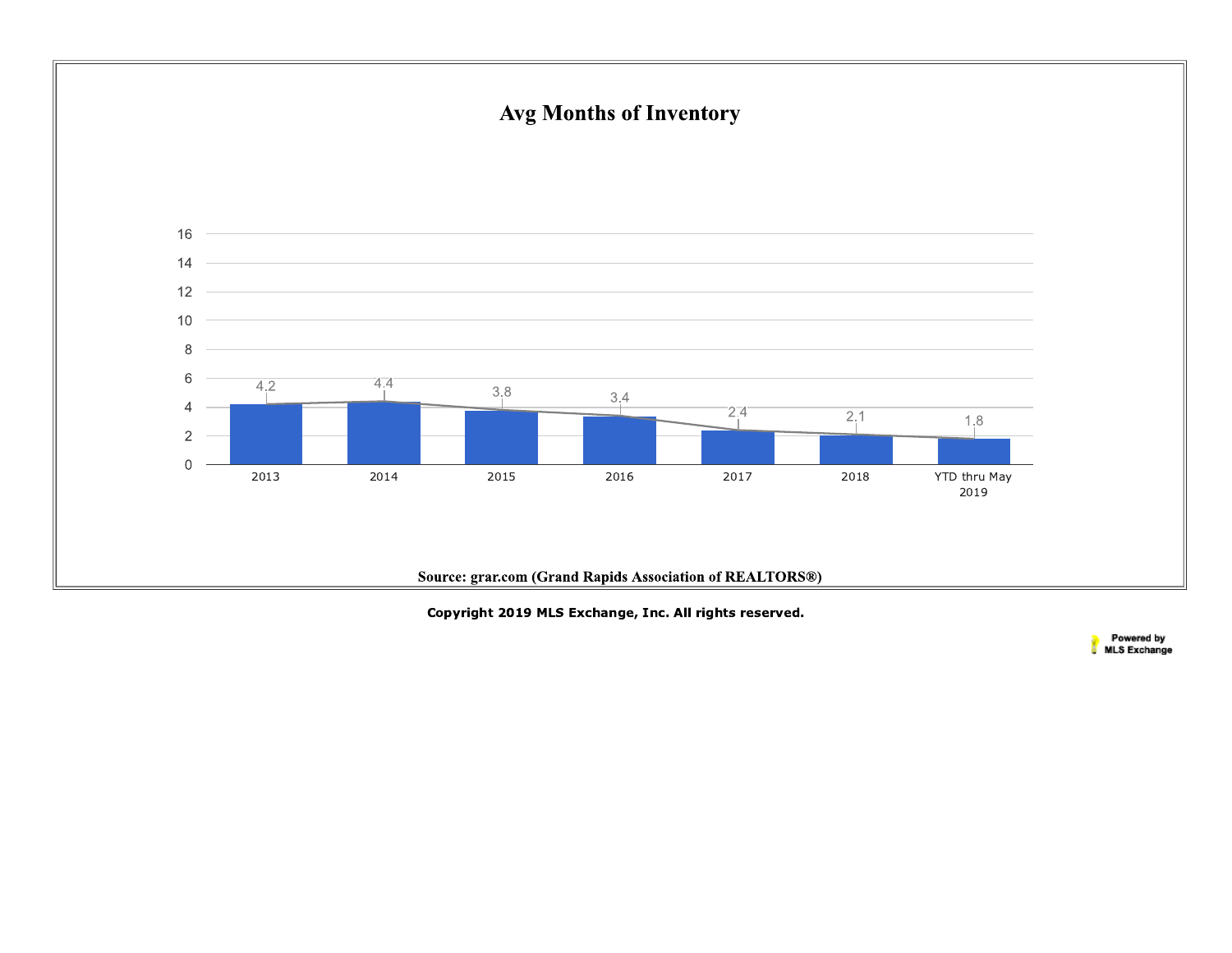# Avg Months of Inventory

16
14
12
10
8
6
4
2
0

4.2
4.4
3.8
3.4
2.4
2.1
1.8

2013
2014
2015
2016
2017
2018
YTD thru May 2019

**Source: grar.com (Grand Rapids Association of REALTORS®)**

**Copyright 2019 MLS Exchange, Inc. All rights reserved.**

Powered by MLS Exchange